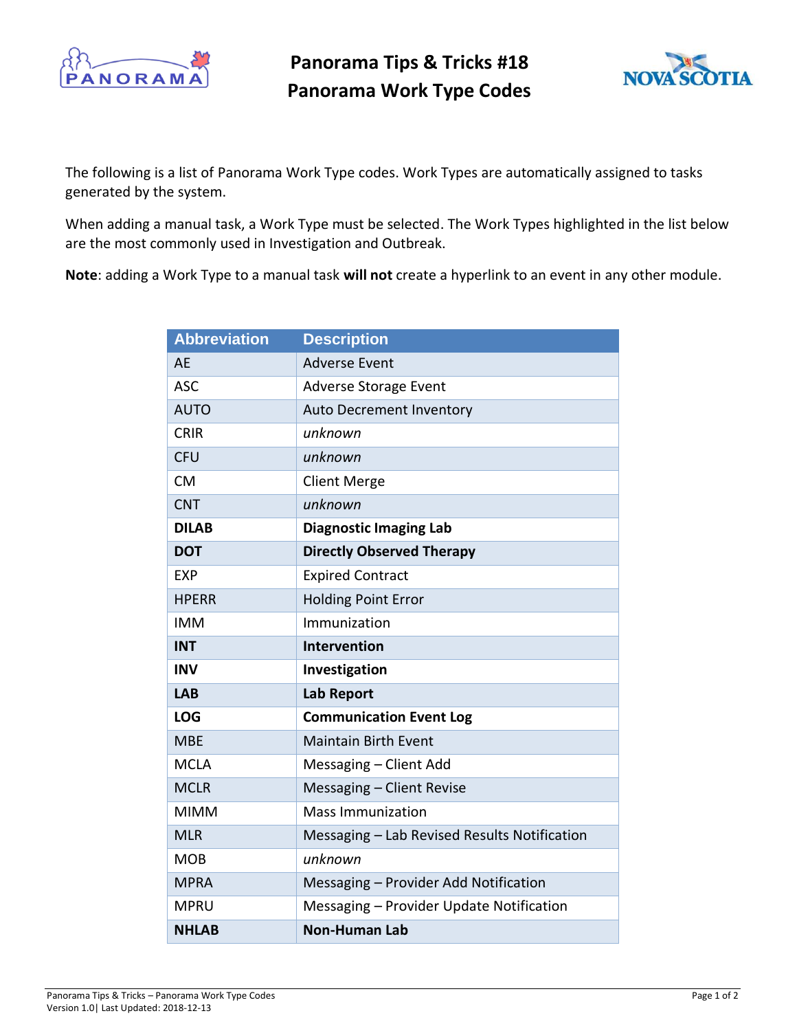# Panorama Tips & Tricks #18
# Panorama Work Type Codes

The following is a list of Panorama Work Type codes. Work Types are automatically assigned to tasks generated by the system.

When adding a manual task, a Work Type must be selected. The Work Types highlighted in the list below are the most commonly used in Investigation and Outbreak.

**Note**: adding a Work Type to a manual task **will not** create a hyperlink to an event in any other module.

| Abbreviation | Description |
|---|---|
| AE | Adverse Event |
| ASC | Adverse Storage Event |
| AUTO | Auto Decrement Inventory |
| CRIR | *unknown* |
| CFU | *unknown* |
| CM | Client Merge |
| CNT | *unknown* |
| **DILAB** | **Diagnostic Imaging Lab** |
| **DOT** | **Directly Observed Therapy** |
| EXP | Expired Contract |
| HPERR | Holding Point Error |
| IMM | Immunization |
| **INT** | **Intervention** |
| **INV** | **Investigation** |
| **LAB** | **Lab Report** |
| **LOG** | **Communication Event Log** |
| MBE | Maintain Birth Event |
| MCLA | Messaging – Client Add |
| MCLR | Messaging – Client Revise |
| MIMM | Mass Immunization |
| MLR | Messaging – Lab Revised Results Notification |
| MOB | *unknown* |
| MPRA | Messaging – Provider Add Notification |
| MPRU | Messaging – Provider Update Notification |
| **NHLAB** | **Non-Human Lab** |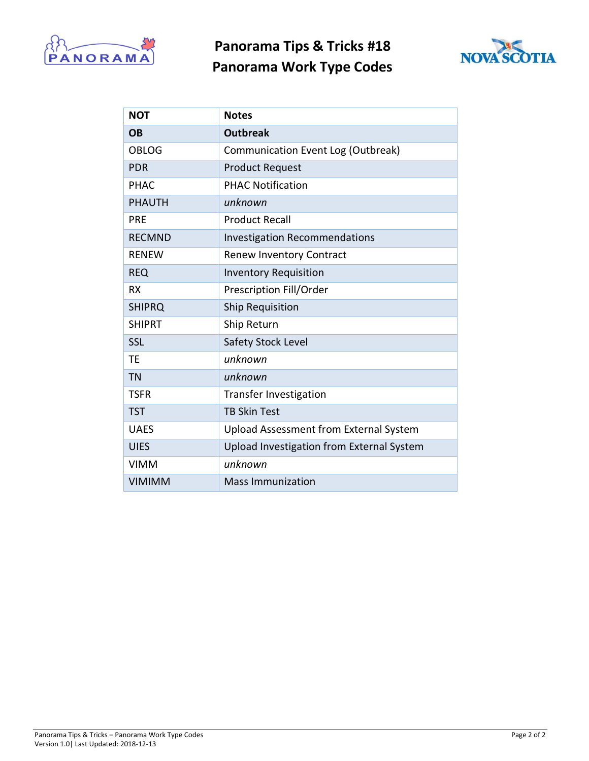# Panorama Tips & Tricks #18
# Panorama Work Type Codes

| NOT | Notes |
|---|---|
| **OB** | **Outbreak** |
| OBLOG | Communication Event Log (Outbreak) |
| PDR | Product Request |
| PHAC | PHAC Notification |
| PHAUTH | *unknown* |
| PRE | Product Recall |
| RECMND | Investigation Recommendations |
| RENEW | Renew Inventory Contract |
| REQ | Inventory Requisition |
| RX | Prescription Fill/Order |
| SHIPRQ | Ship Requisition |
| SHIPRT | Ship Return |
| SSL | Safety Stock Level |
| TE | *unknown* |
| TN | *unknown* |
| TSFR | Transfer Investigation |
| TST | TB Skin Test |
| UAES | Upload Assessment from External System |
| UIES | Upload Investigation from External System |
| VIMM | *unknown* |
| VIMIMM | Mass Immunization |

Panorama Tips & Tricks – Panorama Work Type Codes
Version 1.0| Last Updated: 2018-12-13